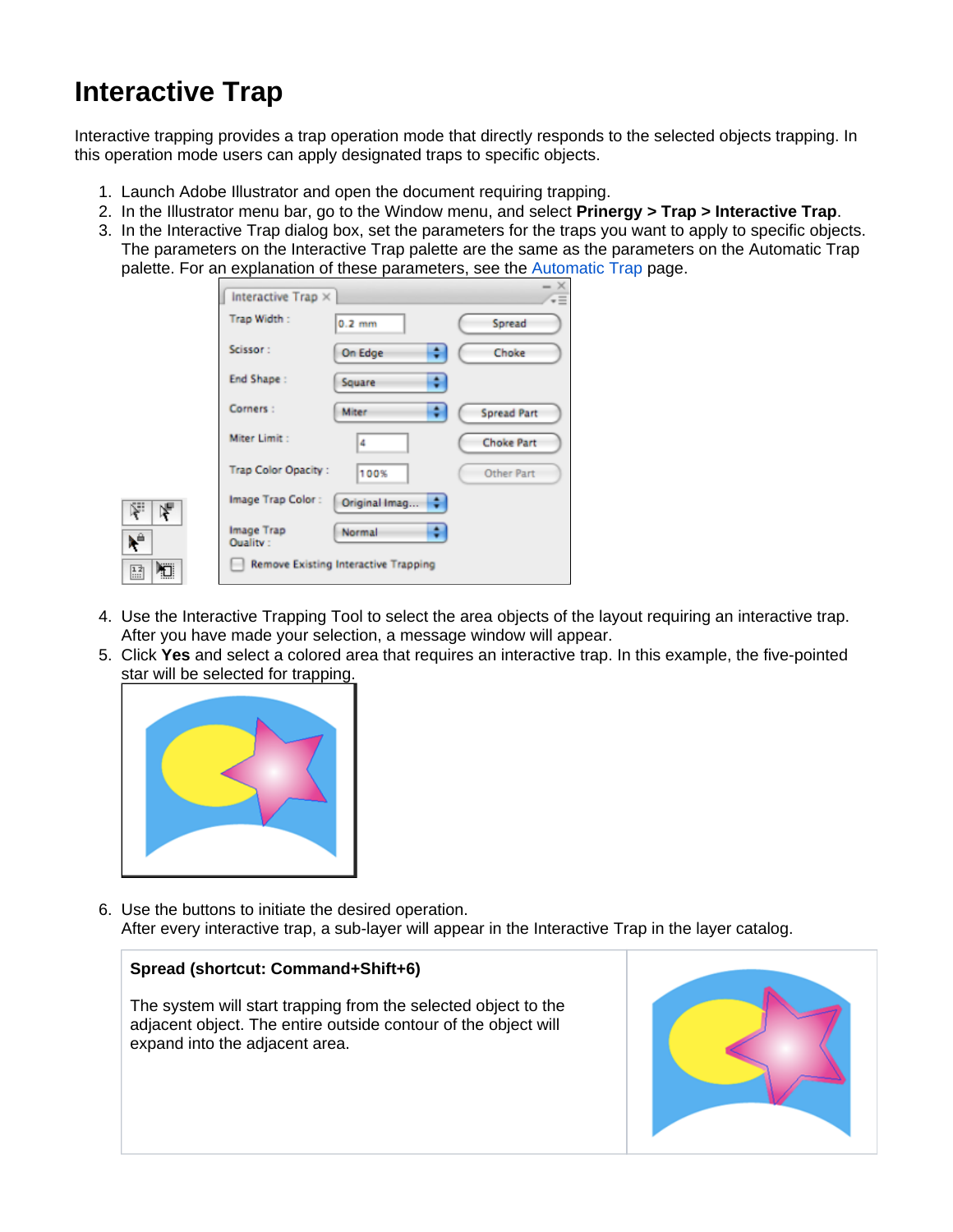# Interactive Trap

Interactive trapping provides a trap operation mode that directly responds to the selected objects trapping. In this operation mode users can apply designated traps to specific objects.

1. Launch Adobe Illustrator and open the document requiring trapping.
2. In the Illustrator menu bar, go to the Window menu, and select **Prinergy > Trap > Interactive Trap**.
3. In the Interactive Trap dialog box, set the parameters for the traps you want to apply to specific objects. The parameters on the Interactive Trap palette are the same as the parameters on the Automatic Trap palette. For an explanation of these parameters, see the Automatic Trap page.
4. Use the Interactive Trapping Tool to select the area objects of the layout requiring an interactive trap. After you have made your selection, a message window will appear.
5. Click **Yes** and select a colored area that requires an interactive trap. In this example, the five-pointed star will be selected for trapping.
6. Use the buttons to initiate the desired operation.
   After every interactive trap, a sub-layer will appear in the Interactive Trap in the layer catalog.

| **Spread (shortcut: Command+Shift+6)**<br><br>The system will start trapping from the selected object to the adjacent object. The entire outside contour of the object will expand into the adjacent area. | |
|---|---|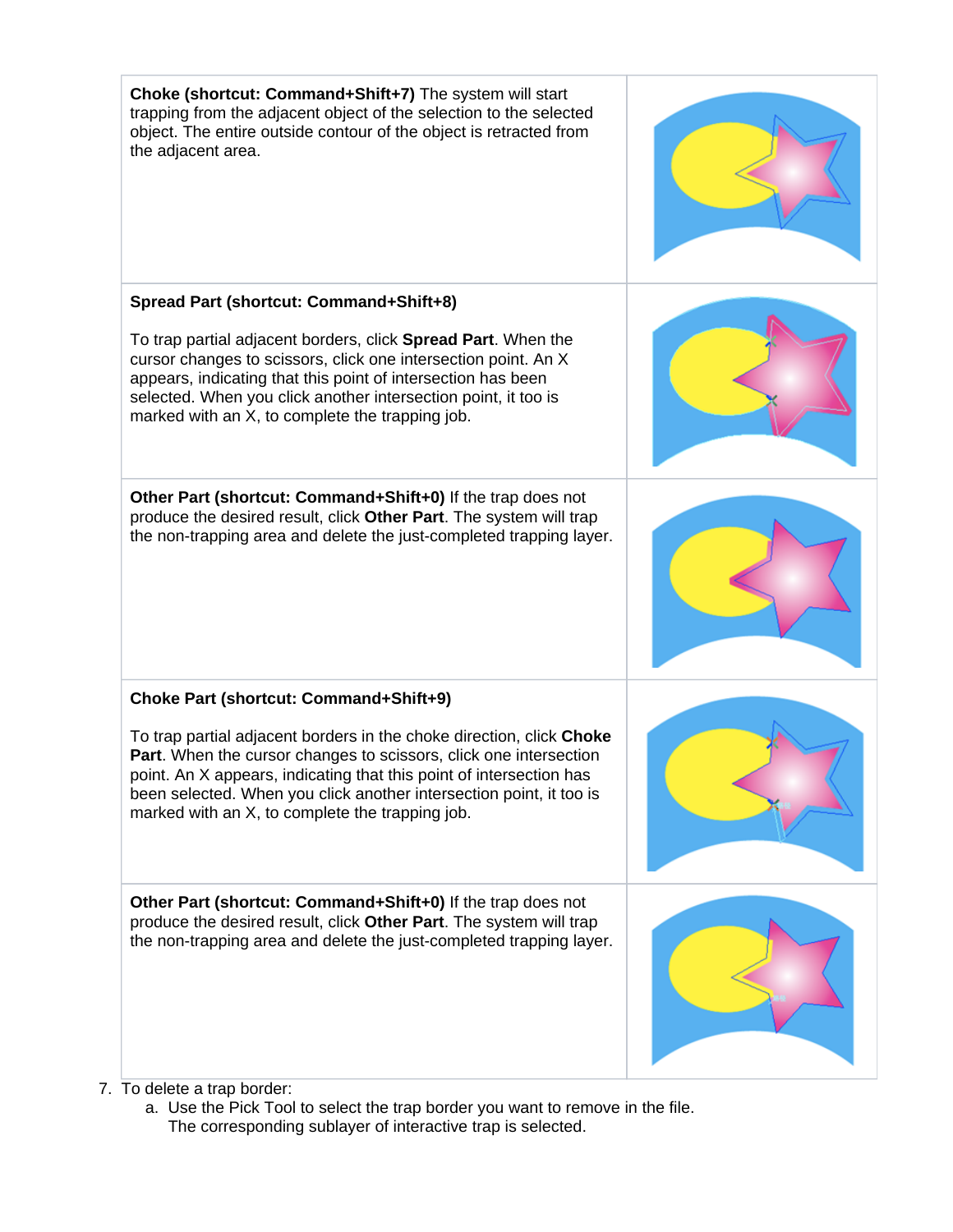| | |
|---|---|
| **Choke (shortcut: Command+Shift+7)** The system will start trapping from the adjacent object of the selection to the selected object. The entire outside contour of the object is retracted from the adjacent area. | |
| **Spread Part (shortcut: Command+Shift+8)**<br><br>To trap partial adjacent borders, click **Spread Part**. When the cursor changes to scissors, click one intersection point. An X appears, indicating that this point of intersection has been selected. When you click another intersection point, it too is marked with an X, to complete the trapping job. | |
| **Other Part (shortcut: Command+Shift+0)** If the trap does not produce the desired result, click **Other Part**. The system will trap the non-trapping area and delete the just-completed trapping layer. | |
| **Choke Part (shortcut: Command+Shift+9)**<br><br>To trap partial adjacent borders in the choke direction, click **Choke Part**. When the cursor changes to scissors, click one intersection point. An X appears, indicating that this point of intersection has been selected. When you click another intersection point, it too is marked with an X, to complete the trapping job. | |
| **Other Part (shortcut: Command+Shift+0)** If the trap does not produce the desired result, click **Other Part**. The system will trap the non-trapping area and delete the just-completed trapping layer. | |

7. To delete a trap border:
   a. Use the Pick Tool to select the trap border you want to remove in the file. The corresponding sublayer of interactive trap is selected.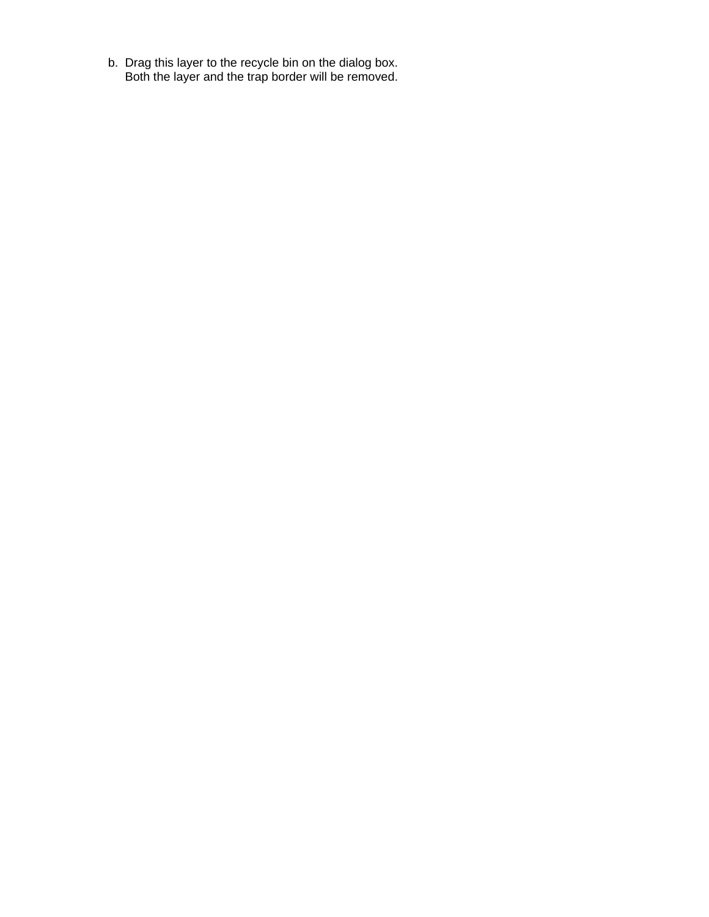b. Drag this layer to the recycle bin on the dialog box.
   Both the layer and the trap border will be removed.